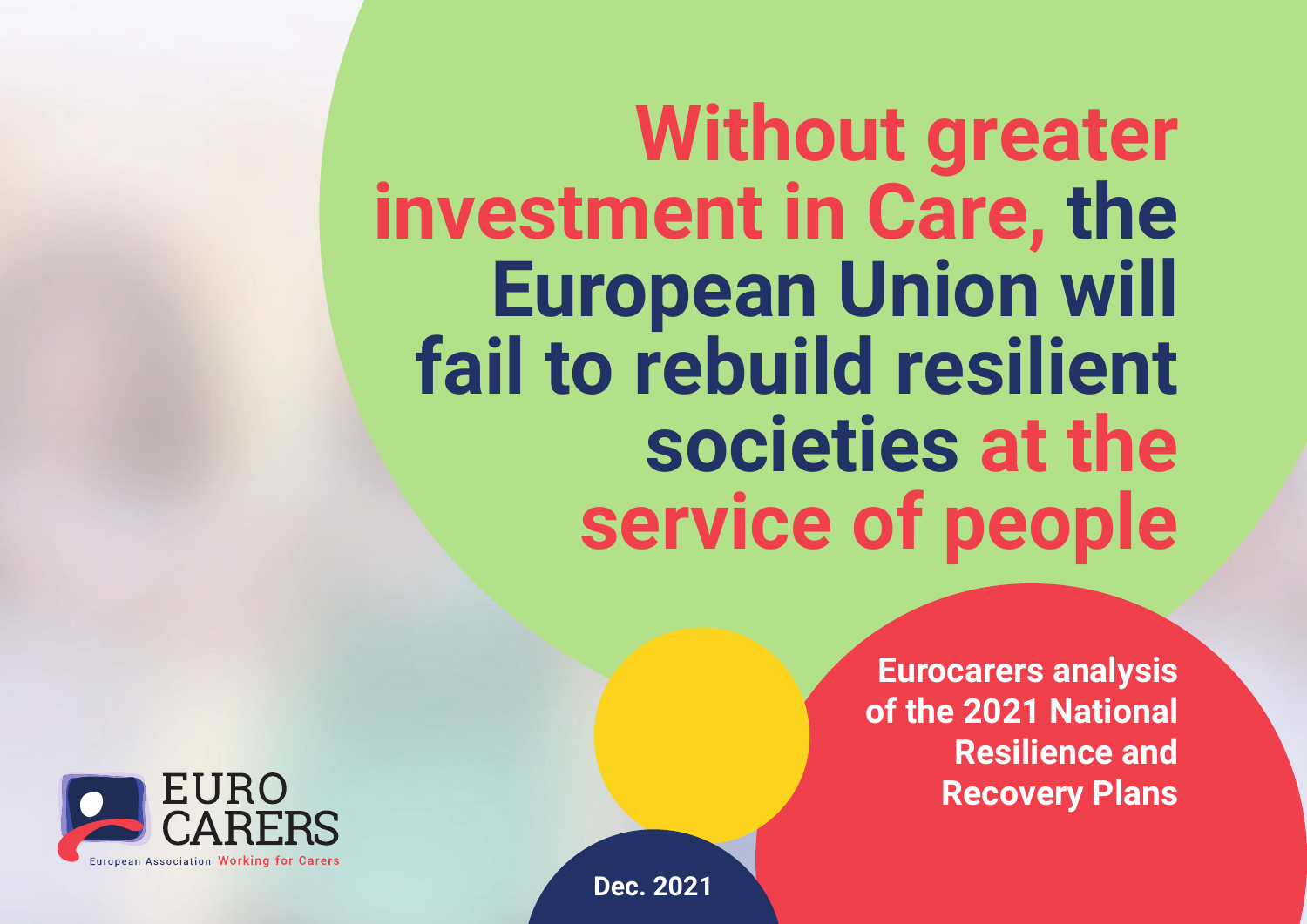# Without greater investment in Care, the European Union will fail to rebuild resilient societies at the service of people

**Eurocarers analysis of the 2021 National Resilience and Recovery Plans**

**Dec. 2021**

EURO CARERS
European Association Working for Carers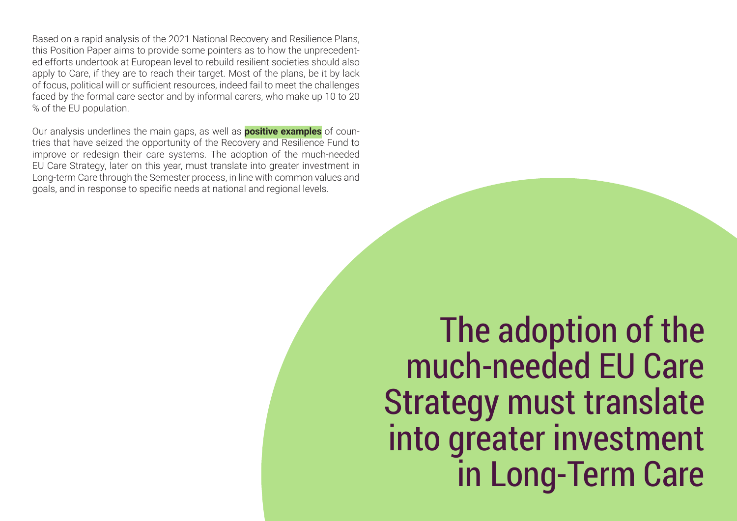Based on a rapid analysis of the 2021 National Recovery and Resilience Plans, this Position Paper aims to provide some pointers as to how the unprecedented efforts undertook at European level to rebuild resilient societies should also apply to Care, if they are to reach their target. Most of the plans, be it by lack of focus, political will or sufficient resources, indeed fail to meet the challenges faced by the formal care sector and by informal carers, who make up 10 to 20 % of the EU population.

Our analysis underlines the main gaps, as well as **positive examples** of countries that have seized the opportunity of the Recovery and Resilience Fund to improve or redesign their care systems. The adoption of the much-needed EU Care Strategy, later on this year, must translate into greater investment in Long-term Care through the Semester process, in line with common values and goals, and in response to specific needs at national and regional levels.

> The adoption of the much-needed EU Care Strategy must translate into greater investment in Long-Term Care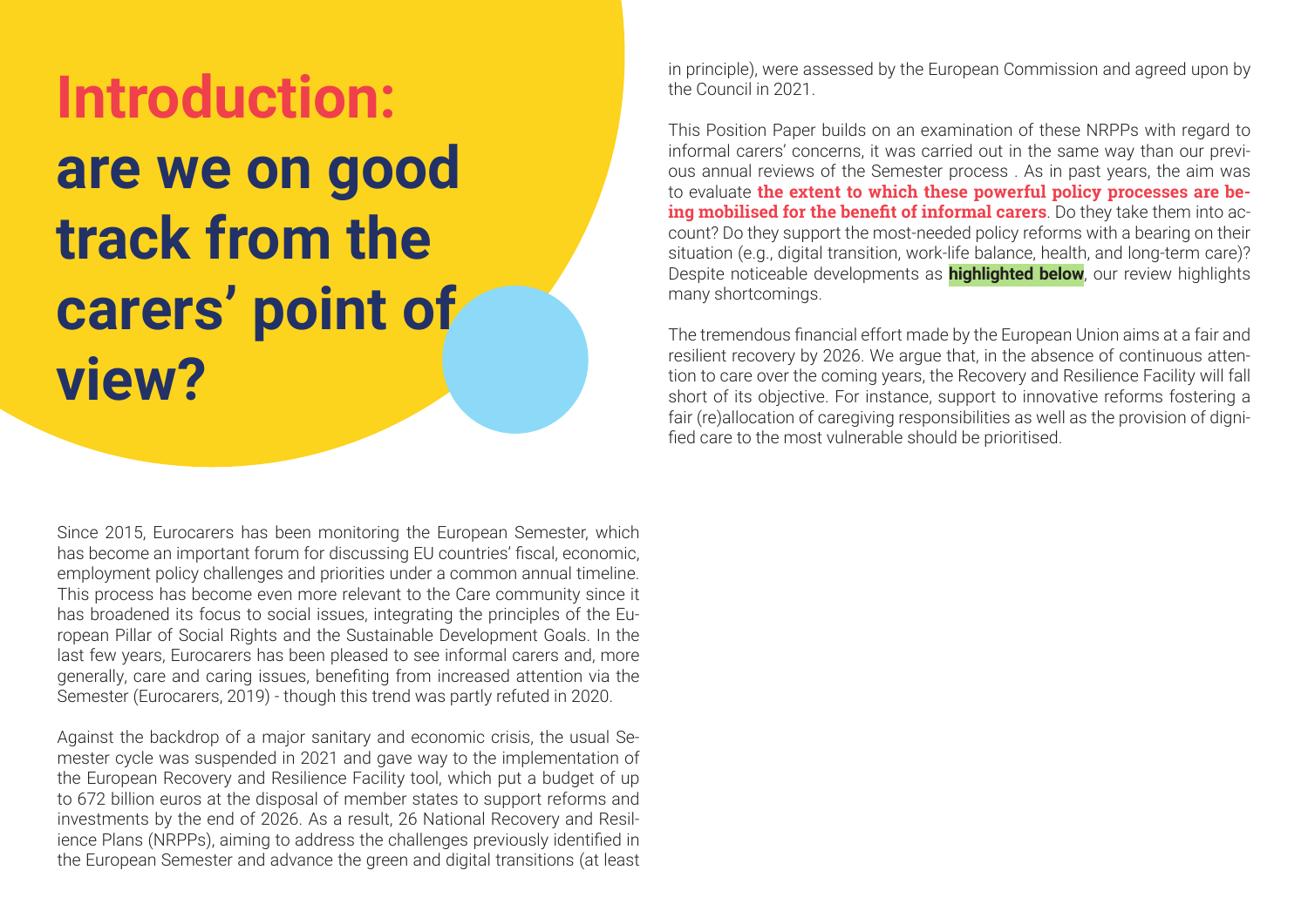# Introduction: are we on good track from the carers' point of view?

Since 2015, Eurocarers has been monitoring the European Semester, which has become an important forum for discussing EU countries' fiscal, economic, employment policy challenges and priorities under a common annual timeline. This process has become even more relevant to the Care community since it has broadened its focus to social issues, integrating the principles of the European Pillar of Social Rights and the Sustainable Development Goals. In the last few years, Eurocarers has been pleased to see informal carers and, more generally, care and caring issues, benefiting from increased attention via the Semester (Eurocarers, 2019) - though this trend was partly refuted in 2020.

Against the backdrop of a major sanitary and economic crisis, the usual Semester cycle was suspended in 2021 and gave way to the implementation of the European Recovery and Resilience Facility tool, which put a budget of up to 672 billion euros at the disposal of member states to support reforms and investments by the end of 2026. As a result, 26 National Recovery and Resilience Plans (NRPPs), aiming to address the challenges previously identified in the European Semester and advance the green and digital transitions (at least in principle), were assessed by the European Commission and agreed upon by the Council in 2021.

This Position Paper builds on an examination of these NRPPs with regard to informal carers' concerns, it was carried out in the same way than our previous annual reviews of the Semester process . As in past years, the aim was to evaluate **the extent to which these powerful policy processes are being mobilised for the benefit of informal carers**. Do they take them into account? Do they support the most-needed policy reforms with a bearing on their situation (e.g., digital transition, work-life balance, health, and long-term care)? Despite noticeable developments as **highlighted below**, our review highlights many shortcomings.

The tremendous financial effort made by the European Union aims at a fair and resilient recovery by 2026. We argue that, in the absence of continuous attention to care over the coming years, the Recovery and Resilience Facility will fall short of its objective. For instance, support to innovative reforms fostering a fair (re)allocation of caregiving responsibilities as well as the provision of dignified care to the most vulnerable should be prioritised.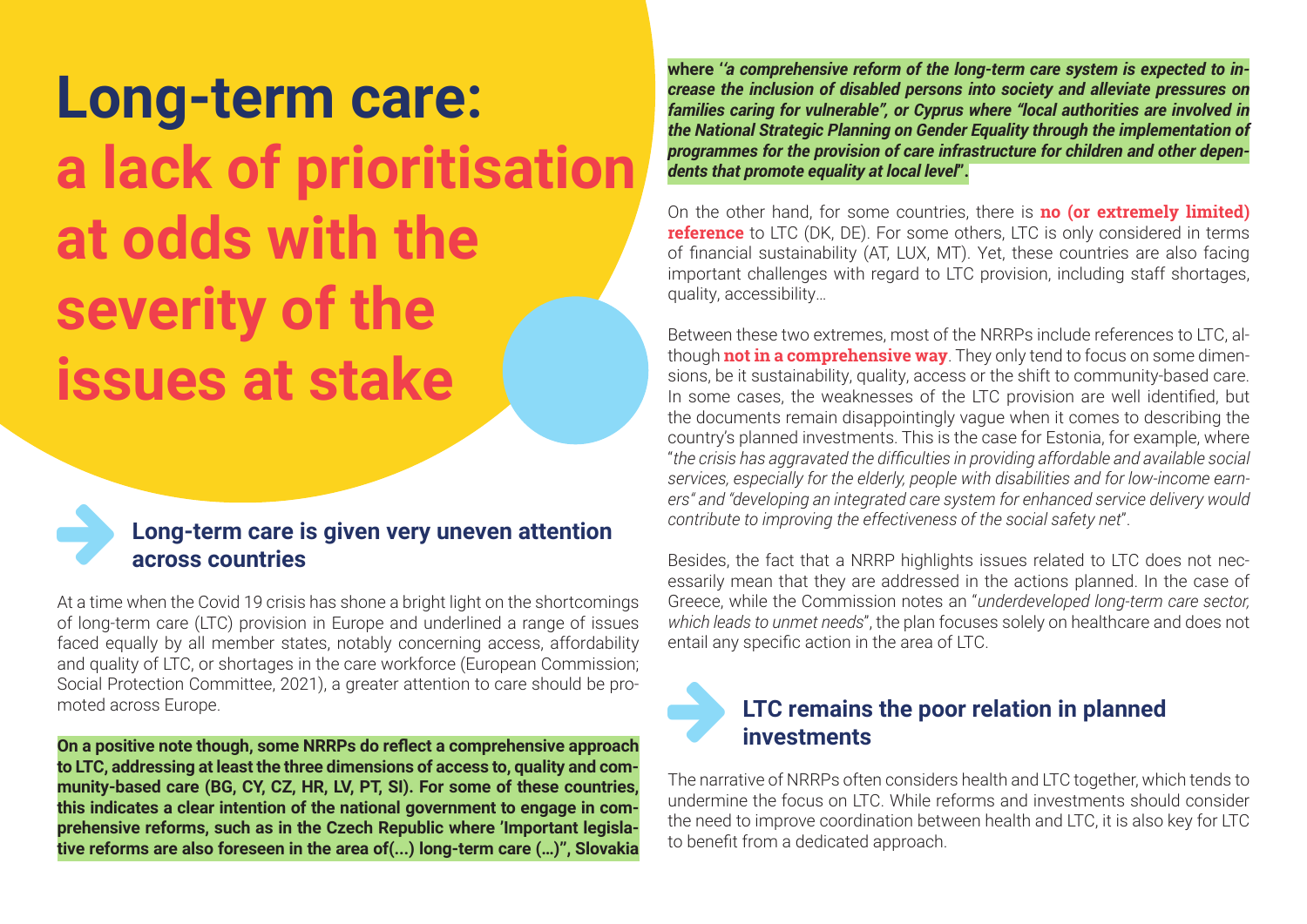# Long-term care: a lack of prioritisation at odds with the severity of the issues at stake

## Long-term care is given very uneven attention across countries

At a time when the Covid 19 crisis has shone a bright light on the shortcomings of long-term care (LTC) provision in Europe and underlined a range of issues faced equally by all member states, notably concerning access, affordability and quality of LTC, or shortages in the care workforce (European Commission; Social Protection Committee, 2021), a greater attention to care should be promoted across Europe.

**On a positive note though, some NRRPs do reflect a comprehensive approach to LTC, addressing at least the three dimensions of access to, quality and community-based care (BG, CY, CZ, HR, LV, PT, SI). For some of these countries, this indicates a clear intention of the national government to engage in comprehensive reforms, such as in the Czech Republic where 'Important legislative reforms are also foreseen in the area of(...) long-term care (…)", Slovakia where *''a comprehensive reform of the long-term care system is expected to increase the inclusion of disabled persons into society and alleviate pressures on families caring for vulnerable", or Cyprus where "local authorities are involved in the National Strategic Planning on Gender Equality through the implementation of programmes for the provision of care infrastructure for children and other dependents that promote equality at local level"*.**

On the other hand, for some countries, there is **no (or extremely limited) reference** to LTC (DK, DE). For some others, LTC is only considered in terms of financial sustainability (AT, LUX, MT). Yet, these countries are also facing important challenges with regard to LTC provision, including staff shortages, quality, accessibility…

Between these two extremes, most of the NRRPs include references to LTC, although **not in a comprehensive way**. They only tend to focus on some dimensions, be it sustainability, quality, access or the shift to community-based care. In some cases, the weaknesses of the LTC provision are well identified, but the documents remain disappointingly vague when it comes to describing the country's planned investments. This is the case for Estonia, for example, where "*the crisis has aggravated the difficulties in providing affordable and available social services, especially for the elderly, people with disabilities and for low-income earners" and "developing an integrated care system for enhanced service delivery would contribute to improving the effectiveness of the social safety net*".

Besides, the fact that a NRRP highlights issues related to LTC does not necessarily mean that they are addressed in the actions planned. In the case of Greece, while the Commission notes an "*underdeveloped long-term care sector, which leads to unmet needs*", the plan focuses solely on healthcare and does not entail any specific action in the area of LTC.

## LTC remains the poor relation in planned investments

The narrative of NRRPs often considers health and LTC together, which tends to undermine the focus on LTC. While reforms and investments should consider the need to improve coordination between health and LTC, it is also key for LTC to benefit from a dedicated approach.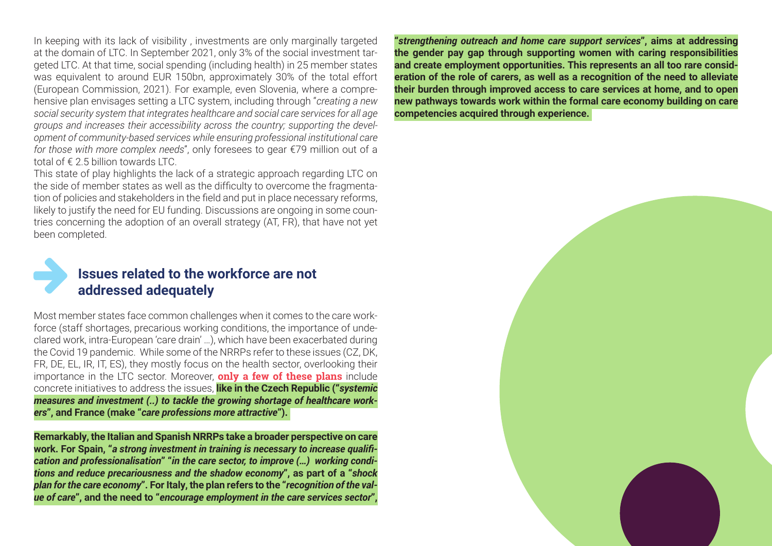In keeping with its lack of visibility , investments are only marginally targeted at the domain of LTC. In September 2021, only 3% of the social investment targeted LTC. At that time, social spending (including health) in 25 member states was equivalent to around EUR 150bn, approximately 30% of the total effort (European Commission, 2021). For example, even Slovenia, where a comprehensive plan envisages setting a LTC system, including through "*creating a new social security system that integrates healthcare and social care services for all age groups and increases their accessibility across the country; supporting the development of community-based services while ensuring professional institutional care for those with more complex needs*", only foresees to gear €79 million out of a total of € 2.5 billion towards LTC.

This state of play highlights the lack of a strategic approach regarding LTC on the side of member states as well as the difficulty to overcome the fragmentation of policies and stakeholders in the field and put in place necessary reforms, likely to justify the need for EU funding. Discussions are ongoing in some countries concerning the adoption of an overall strategy (AT, FR), that have not yet been completed.

## Issues related to the workforce are not addressed adequately

Most member states face common challenges when it comes to the care workforce (staff shortages, precarious working conditions, the importance of undeclared work, intra-European 'care drain' …), which have been exacerbated during the Covid 19 pandemic. While some of the NRRPs refer to these issues (CZ, DK, FR, DE, EL, IR, IT, ES), they mostly focus on the health sector, overlooking their importance in the LTC sector. Moreover, **only a few of these plans** include concrete initiatives to address the issues, **like in the Czech Republic ("*systemic measures and investment (..) to tackle the growing shortage of healthcare workers*", and France (make "*care professions more attractive*").**

**Remarkably, the Italian and Spanish NRRPs take a broader perspective on care work. For Spain, "*a strong investment in training is necessary to increase qualification and professionalisation*" "*in the care sector, to improve (…) working conditions and reduce precariousness and the shadow economy*", as part of a "*shock plan for the care economy*". For Italy, the plan refers to the "*recognition of the value of care*", and the need to "*encourage employment in the care services sector*", "*strengthening outreach and home care support services*", aims at addressing the gender pay gap through supporting women with caring responsibilities and create employment opportunities. This represents an all too rare consideration of the role of carers, as well as a recognition of the need to alleviate their burden through improved access to care services at home, and to open new pathways towards work within the formal care economy building on care competencies acquired through experience.**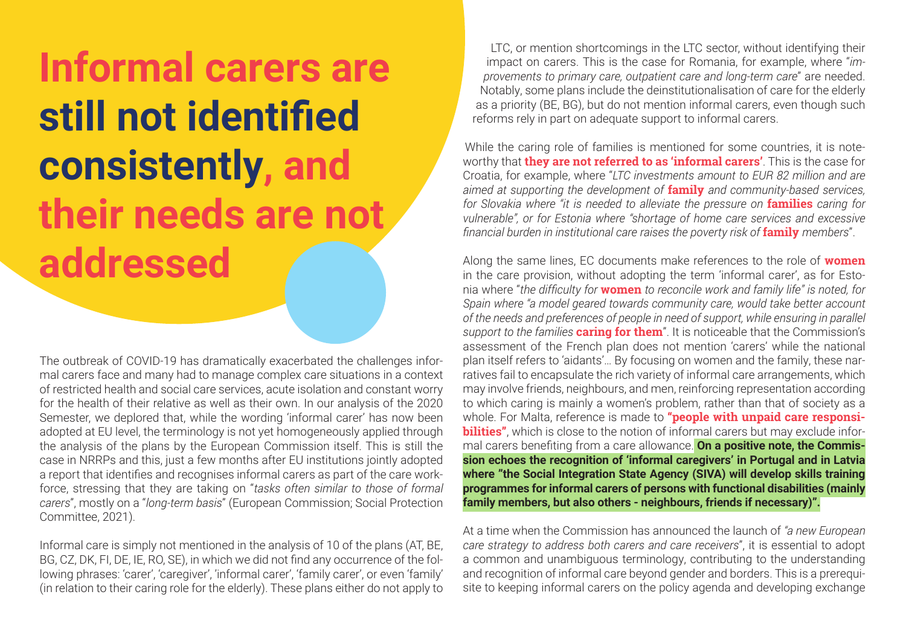# Informal carers are still not identified consistently, and their needs are not addressed

The outbreak of COVID-19 has dramatically exacerbated the challenges informal carers face and many had to manage complex care situations in a context of restricted health and social care services, acute isolation and constant worry for the health of their relative as well as their own. In our analysis of the 2020 Semester, we deplored that, while the wording 'informal carer' has now been adopted at EU level, the terminology is not yet homogeneously applied through the analysis of the plans by the European Commission itself. This is still the case in NRRPs and this, just a few months after EU institutions jointly adopted a report that identifies and recognises informal carers as part of the care workforce, stressing that they are taking on "*tasks often similar to those of formal carers*", mostly on a "*long-term basis*" (European Commission; Social Protection Committee, 2021).

Informal care is simply not mentioned in the analysis of 10 of the plans (AT, BE, BG, CZ, DK, FI, DE, IE, RO, SE), in which we did not find any occurrence of the following phrases: 'carer', 'caregiver', 'informal carer', 'family carer', or even 'family' (in relation to their caring role for the elderly). These plans either do not apply to LTC, or mention shortcomings in the LTC sector, without identifying their impact on carers. This is the case for Romania, for example, where "*improvements to primary care, outpatient care and long-term care*" are needed. Notably, some plans include the deinstitutionalisation of care for the elderly as a priority (BE, BG), but do not mention informal carers, even though such reforms rely in part on adequate support to informal carers.

While the caring role of families is mentioned for some countries, it is noteworthy that **they are not referred to as 'informal carers'**. This is the case for Croatia, for example, where "*LTC investments amount to EUR 82 million and are aimed at supporting the development of* **family** *and community-based services, for Slovakia where "it is needed to alleviate the pressure on* **families** *caring for vulnerable", or for Estonia where "shortage of home care services and excessive financial burden in institutional care raises the poverty risk of* **family** *members*".

Along the same lines, EC documents make references to the role of **women** in the care provision, without adopting the term 'informal carer', as for Estonia where "*the difficulty for* **women** *to reconcile work and family life" is noted, for Spain where "a model geared towards community care, would take better account of the needs and preferences of people in need of support, while ensuring in parallel support to the families* **caring for them**". It is noticeable that the Commission's assessment of the French plan does not mention 'carers' while the national plan itself refers to 'aidants'… By focusing on women and the family, these narratives fail to encapsulate the rich variety of informal care arrangements, which may involve friends, neighbours, and men, reinforcing representation according to which caring is mainly a women's problem, rather than that of society as a whole. For Malta, reference is made to **"people with unpaid care responsibilities"**, which is close to the notion of informal carers but may exclude informal carers benefiting from a care allowance. **On a positive note, the Commission echoes the recognition of 'informal caregivers' in Portugal and in Latvia where "the Social Integration State Agency (SIVA) will develop skills training programmes for informal carers of persons with functional disabilities (mainly family members, but also others - neighbours, friends if necessary)".**

At a time when the Commission has announced the launch of *"a new European care strategy to address both carers and care receivers*", it is essential to adopt a common and unambiguous terminology, contributing to the understanding and recognition of informal care beyond gender and borders. This is a prerequisite to keeping informal carers on the policy agenda and developing exchange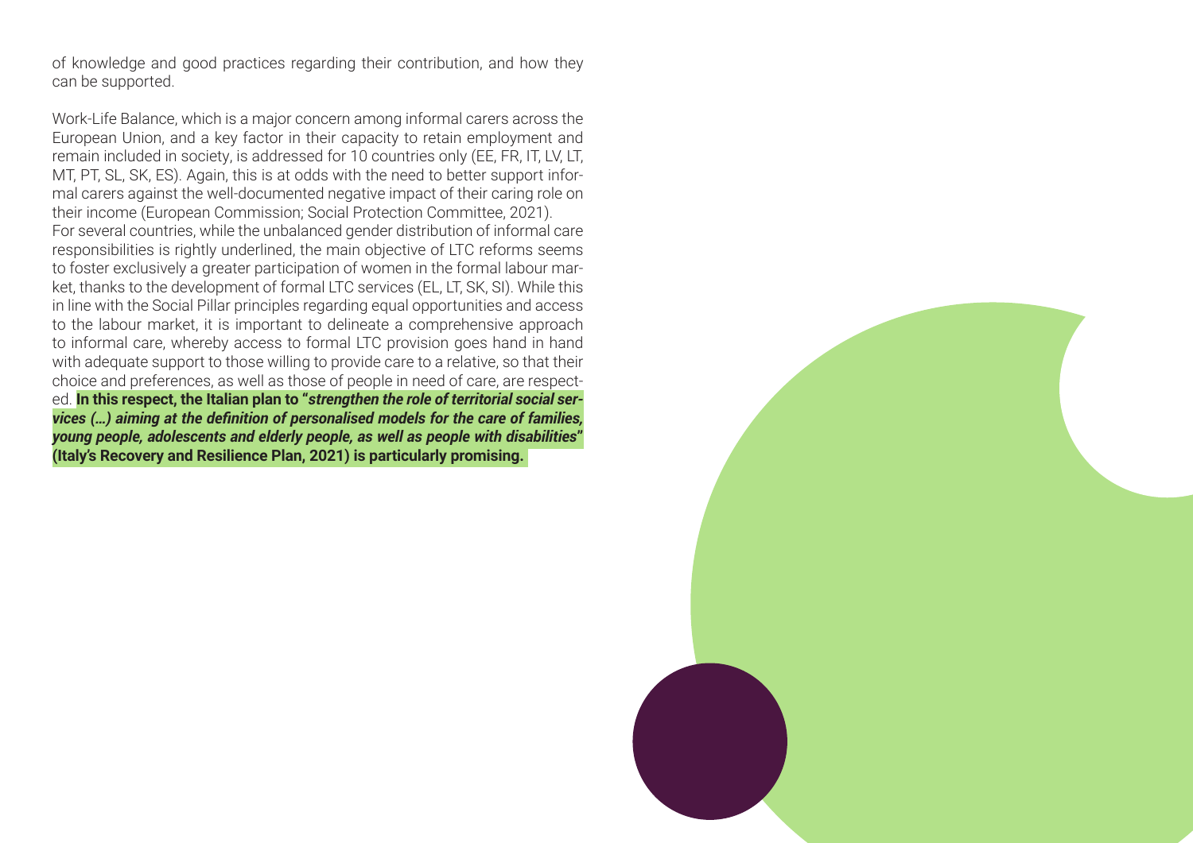of knowledge and good practices regarding their contribution, and how they can be supported.

Work-Life Balance, which is a major concern among informal carers across the European Union, and a key factor in their capacity to retain employment and remain included in society, is addressed for 10 countries only (EE, FR, IT, LV, LT, MT, PT, SL, SK, ES). Again, this is at odds with the need to better support informal carers against the well-documented negative impact of their caring role on their income (European Commission; Social Protection Committee, 2021).

For several countries, while the unbalanced gender distribution of informal care responsibilities is rightly underlined, the main objective of LTC reforms seems to foster exclusively a greater participation of women in the formal labour market, thanks to the development of formal LTC services (EL, LT, SK, SI). While this in line with the Social Pillar principles regarding equal opportunities and access to the labour market, it is important to delineate a comprehensive approach to informal care, whereby access to formal LTC provision goes hand in hand with adequate support to those willing to provide care to a relative, so that their choice and preferences, as well as those of people in need of care, are respected. **In this respect, the Italian plan to "*strengthen the role of territorial social services (...) aiming at the definition of personalised models for the care of families, young people, adolescents and elderly people, as well as people with disabilities*" (Italy's Recovery and Resilience Plan, 2021) is particularly promising.**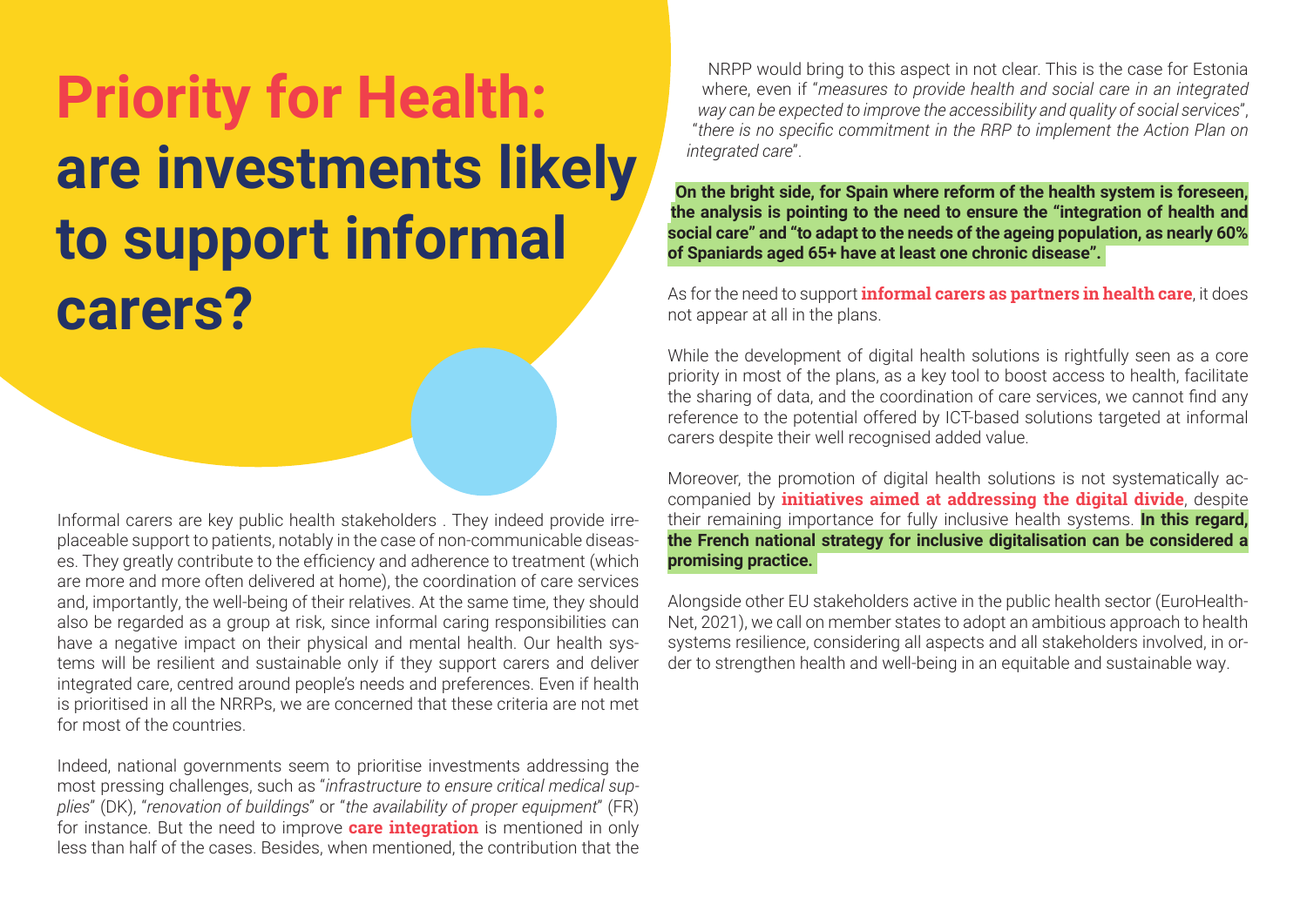# Priority for Health: are investments likely to support informal carers?

Informal carers are key public health stakeholders . They indeed provide irreplaceable support to patients, notably in the case of non-communicable diseases. They greatly contribute to the efficiency and adherence to treatment (which are more and more often delivered at home), the coordination of care services and, importantly, the well-being of their relatives. At the same time, they should also be regarded as a group at risk, since informal caring responsibilities can have a negative impact on their physical and mental health. Our health systems will be resilient and sustainable only if they support carers and deliver integrated care, centred around people's needs and preferences. Even if health is prioritised in all the NRRPs, we are concerned that these criteria are not met for most of the countries.

Indeed, national governments seem to prioritise investments addressing the most pressing challenges, such as "*infrastructure to ensure critical medical supplies*" (DK), "*renovation of buildings*" or "*the availability of proper equipment*" (FR) for instance. But the need to improve **care integration** is mentioned in only less than half of the cases. Besides, when mentioned, the contribution that the NRPP would bring to this aspect in not clear. This is the case for Estonia where, even if "*measures to provide health and social care in an integrated way can be expected to improve the accessibility and quality of social services*", "*there is no specific commitment in the RRP to implement the Action Plan on integrated care*".

**On the bright side, for Spain where reform of the health system is foreseen, the analysis is pointing to the need to ensure the "integration of health and social care" and "to adapt to the needs of the ageing population, as nearly 60% of Spaniards aged 65+ have at least one chronic disease".**

As for the need to support **informal carers as partners in health care**, it does not appear at all in the plans.

While the development of digital health solutions is rightfully seen as a core priority in most of the plans, as a key tool to boost access to health, facilitate the sharing of data, and the coordination of care services, we cannot find any reference to the potential offered by ICT-based solutions targeted at informal carers despite their well recognised added value.

Moreover, the promotion of digital health solutions is not systematically accompanied by **initiatives aimed at addressing the digital divide**, despite their remaining importance for fully inclusive health systems. **In this regard, the French national strategy for inclusive digitalisation can be considered a promising practice.**

Alongside other EU stakeholders active in the public health sector (EuroHealthNet, 2021), we call on member states to adopt an ambitious approach to health systems resilience, considering all aspects and all stakeholders involved, in order to strengthen health and well-being in an equitable and sustainable way.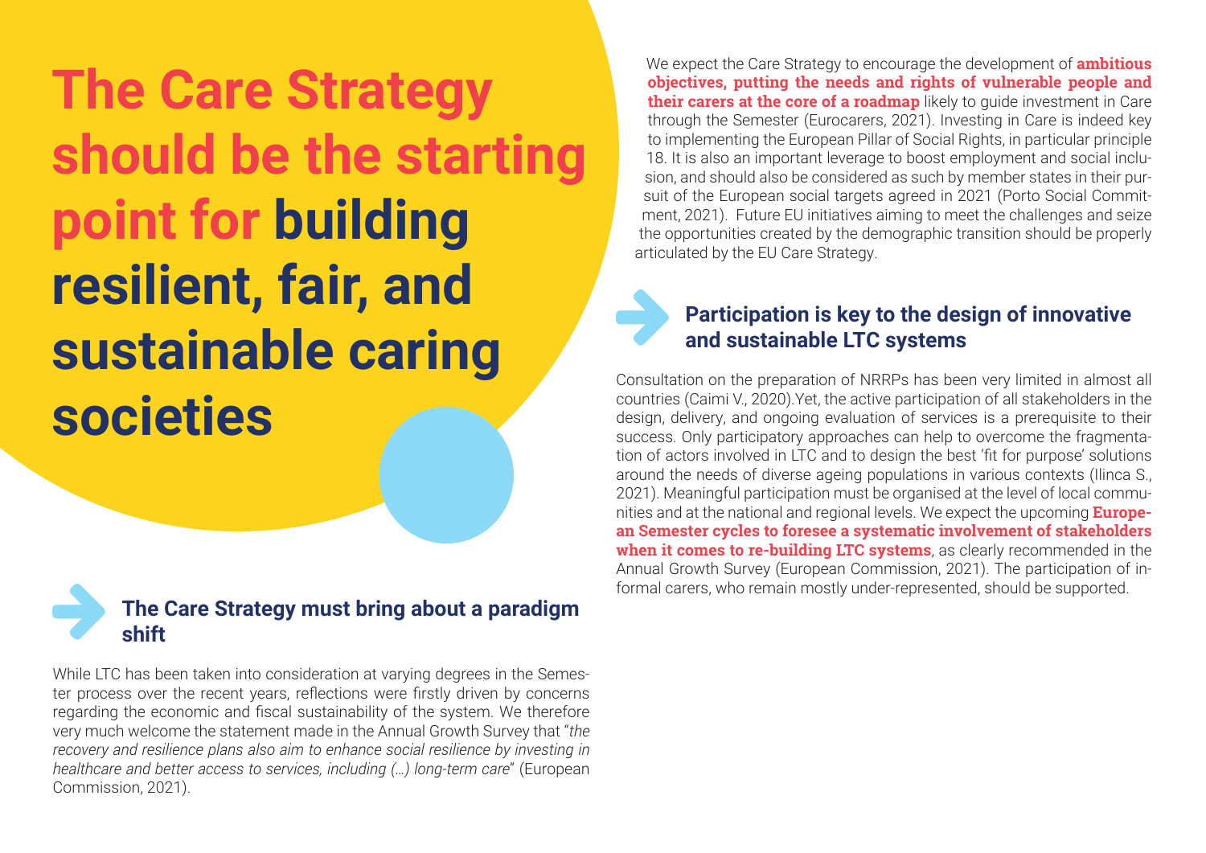# The Care Strategy should be the starting point for building resilient, fair, and sustainable caring societies

## The Care Strategy must bring about a paradigm shift

While LTC has been taken into consideration at varying degrees in the Semester process over the recent years, reflections were firstly driven by concerns regarding the economic and fiscal sustainability of the system. We therefore very much welcome the statement made in the Annual Growth Survey that "*the recovery and resilience plans also aim to enhance social resilience by investing in healthcare and better access to services, including (...) long-term care*" (European Commission, 2021).

We expect the Care Strategy to encourage the development of **ambitious objectives, putting the needs and rights of vulnerable people and their carers at the core of a roadmap** likely to guide investment in Care through the Semester (Eurocarers, 2021). Investing in Care is indeed key to implementing the European Pillar of Social Rights, in particular principle 18. It is also an important leverage to boost employment and social inclusion, and should also be considered as such by member states in their pursuit of the European social targets agreed in 2021 (Porto Social Commitment, 2021). Future EU initiatives aiming to meet the challenges and seize the opportunities created by the demographic transition should be properly articulated by the EU Care Strategy.

## Participation is key to the design of innovative and sustainable LTC systems

Consultation on the preparation of NRRPs has been very limited in almost all countries (Caimi V., 2020).Yet, the active participation of all stakeholders in the design, delivery, and ongoing evaluation of services is a prerequisite to their success. Only participatory approaches can help to overcome the fragmentation of actors involved in LTC and to design the best 'fit for purpose' solutions around the needs of diverse ageing populations in various contexts (Ilinca S., 2021). Meaningful participation must be organised at the level of local communities and at the national and regional levels. We expect the upcoming **European Semester cycles to foresee a systematic involvement of stakeholders when it comes to re-building LTC systems**, as clearly recommended in the Annual Growth Survey (European Commission, 2021). The participation of informal carers, who remain mostly under-represented, should be supported.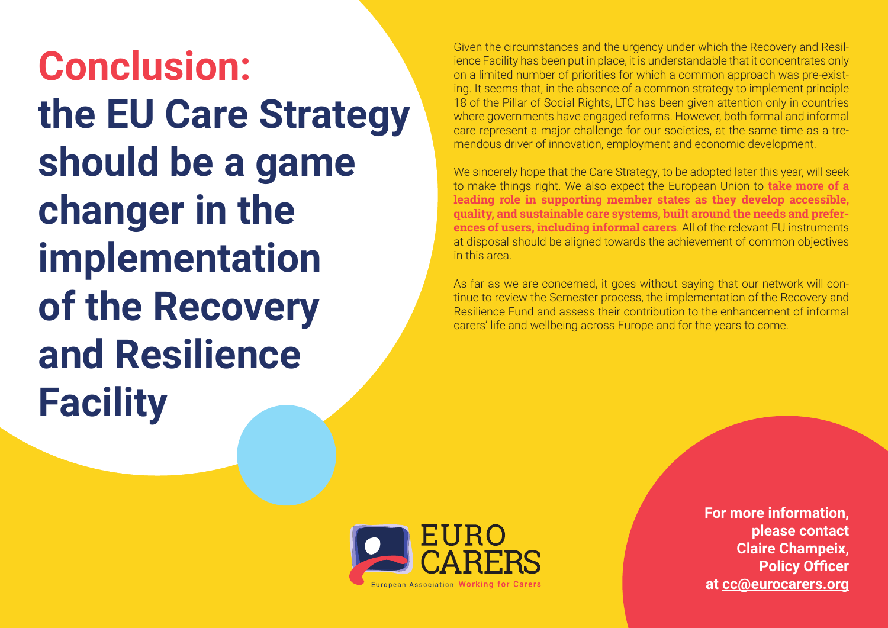# Conclusion: the EU Care Strategy should be a game changer in the implementation of the Recovery and Resilience Facility

Given the circumstances and the urgency under which the Recovery and Resilience Facility has been put in place, it is understandable that it concentrates only on a limited number of priorities for which a common approach was pre-existing. It seems that, in the absence of a common strategy to implement principle 18 of the Pillar of Social Rights, LTC has been given attention only in countries where governments have engaged reforms. However, both formal and informal care represent a major challenge for our societies, at the same time as a tremendous driver of innovation, employment and economic development.

We sincerely hope that the Care Strategy, to be adopted later this year, will seek to make things right. We also expect the European Union to **take more of a leading role in supporting member states as they develop accessible, quality, and sustainable care systems, built around the needs and preferences of users, including informal carers**. All of the relevant EU instruments at disposal should be aligned towards the achievement of common objectives in this area.

As far as we are concerned, it goes without saying that our network will continue to review the Semester process, the implementation of the Recovery and Resilience Fund and assess their contribution to the enhancement of informal carers' life and wellbeing across Europe and for the years to come.

EURO CARERS
European Association Working for Carers

**For more information, please contact Claire Champeix, Policy Officer at cc@eurocarers.org**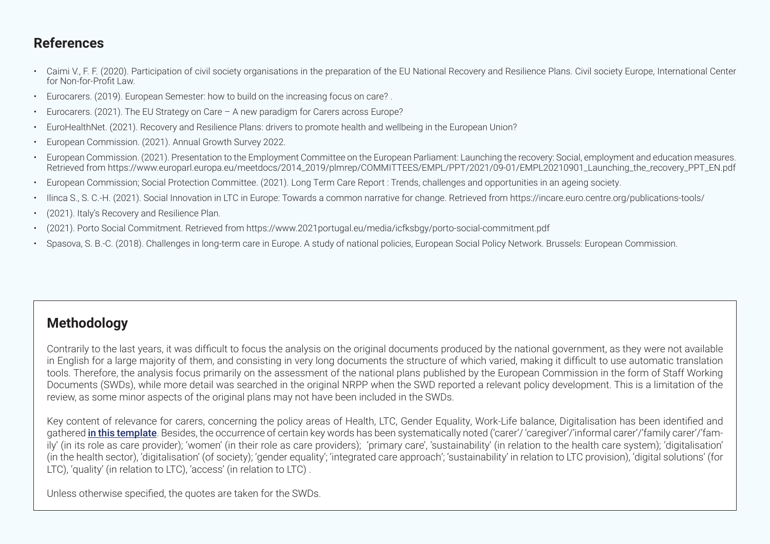## References

- Caimi V., F. F. (2020). Participation of civil society organisations in the preparation of the EU National Recovery and Resilience Plans. Civil society Europe, International Center for Non-for-Profit Law.
- Eurocarers. (2019). European Semester: how to build on the increasing focus on care? .
- Eurocarers. (2021). The EU Strategy on Care – A new paradigm for Carers across Europe?
- EuroHealthNet. (2021). Recovery and Resilience Plans: drivers to promote health and wellbeing in the European Union?
- European Commission. (2021). Annual Growth Survey 2022.
- European Commission. (2021). Presentation to the Employment Committee on the European Parliament: Launching the recovery: Social, employment and education measures. Retrieved from https://www.europarl.europa.eu/meetdocs/2014_2019/plmrep/COMMITTEES/EMPL/PPT/2021/09-01/EMPL20210901_Launching_the_recovery_PPT_EN.pdf
- European Commission; Social Protection Committee. (2021). Long Term Care Report : Trends, challenges and opportunities in an ageing society.
- Ilinca S., S. C.-H. (2021). Social Innovation in LTC in Europe: Towards a common narrative for change. Retrieved from https://incare.euro.centre.org/publications-tools/
- (2021). Italy's Recovery and Resilience Plan.
- (2021). Porto Social Commitment. Retrieved from https://www.2021portugal.eu/media/icfksbgy/porto-social-commitment.pdf
- Spasova, S. B.-C. (2018). Challenges in long-term care in Europe. A study of national policies, European Social Policy Network. Brussels: European Commission.

## Methodology

Contrarily to the last years, it was difficult to focus the analysis on the original documents produced by the national government, as they were not available in English for a large majority of them, and consisting in very long documents the structure of which varied, making it difficult to use automatic translation tools. Therefore, the analysis focus primarily on the assessment of the national plans published by the European Commission in the form of Staff Working Documents (SWDs), while more detail was searched in the original NRPP when the SWD reported a relevant policy development. This is a limitation of the review, as some minor aspects of the original plans may not have been included in the SWDs.

Key content of relevance for carers, concerning the policy areas of Health, LTC, Gender Equality, Work-Life balance, Digitalisation has been identified and gathered **in this template**. Besides, the occurrence of certain key words has been systematically noted ('carer'/ 'caregiver'/'informal carer'/'family carer'/'family' (in its role as care provider); 'women' (in their role as care providers); 'primary care', 'sustainability' (in relation to the health care system); 'digitalisation' (in the health sector), 'digitalisation' (of society); 'gender equality'; 'integrated care approach'; 'sustainability' in relation to LTC provision), 'digital solutions' (for LTC), 'quality' (in relation to LTC), 'access' (in relation to LTC) .

Unless otherwise specified, the quotes are taken for the SWDs.